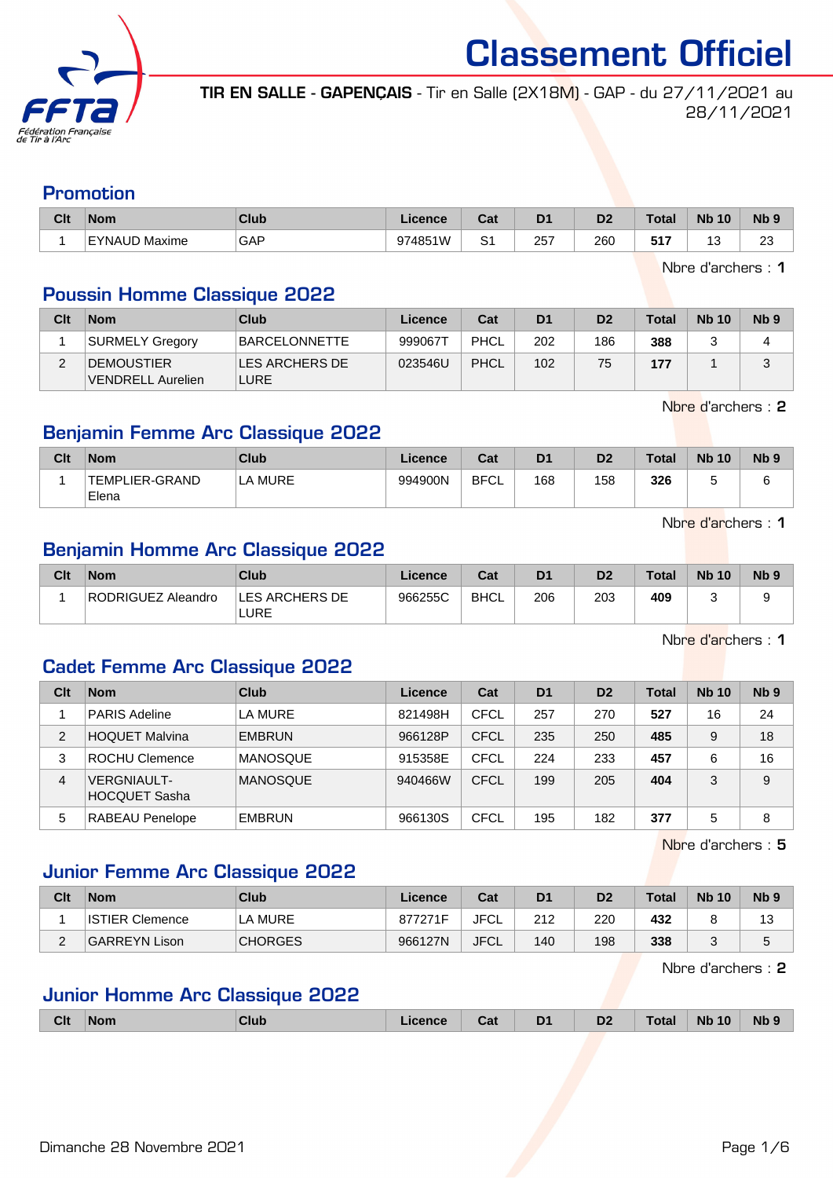# Classement Officiel

**TIR EN SALLE - GAPENÇAIS** - Tir en Salle (2X18M) - GAP - du 27/11/2021 au 28/11/2021

## Promotion

| Clt | Nom | Club | Licence | Cat | D1 | D2 | Total | Nb 10 | Nb 9 |
|---|---|---|---|---|---|---|---|---|---|
| 1 | EYNAUD Maxime | GAP | 974851W | S1 | 257 | 260 | **517** | 13 | 23 |

Nbre d'archers : **1**

## Poussin Homme Classique 2022

| Clt | Nom | Club | Licence | Cat | D1 | D2 | Total | Nb 10 | Nb 9 |
|---|---|---|---|---|---|---|---|---|---|
| 1 | SURMELY Gregory | BARCELONNETTE | 999067T | PHCL | 202 | 186 | **388** | 3 | 4 |
| 2 | DEMOUSTIER VENDRELL Aurelien | LES ARCHERS DE LURE | 023546U | PHCL | 102 | 75 | **177** | 1 | 3 |

Nbre d'archers : **2**

## Benjamin Femme Arc Classique 2022

| Clt | Nom | Club | Licence | Cat | D1 | D2 | Total | Nb 10 | Nb 9 |
|---|---|---|---|---|---|---|---|---|---|
| 1 | TEMPLIER-GRAND Elena | LA MURE | 994900N | BFCL | 168 | 158 | **326** | 5 | 6 |

Nbre d'archers : **1**

## Benjamin Homme Arc Classique 2022

| Clt | Nom | Club | Licence | Cat | D1 | D2 | Total | Nb 10 | Nb 9 |
|---|---|---|---|---|---|---|---|---|---|
| 1 | RODRIGUEZ Aleandro | LES ARCHERS DE LURE | 966255C | BHCL | 206 | 203 | **409** | 3 | 9 |

Nbre d'archers : **1**

## Cadet Femme Arc Classique 2022

| Clt | Nom | Club | Licence | Cat | D1 | D2 | Total | Nb 10 | Nb 9 |
|---|---|---|---|---|---|---|---|---|---|
| 1 | PARIS Adeline | LA MURE | 821498H | CFCL | 257 | 270 | **527** | 16 | 24 |
| 2 | HOQUET Malvina | EMBRUN | 966128P | CFCL | 235 | 250 | **485** | 9 | 18 |
| 3 | ROCHU Clemence | MANOSQUE | 915358E | CFCL | 224 | 233 | **457** | 6 | 16 |
| 4 | VERGNIAULT-HOCQUET Sasha | MANOSQUE | 940466W | CFCL | 199 | 205 | **404** | 3 | 9 |
| 5 | RABEAU Penelope | EMBRUN | 966130S | CFCL | 195 | 182 | **377** | 5 | 8 |

Nbre d'archers : **5**

## Junior Femme Arc Classique 2022

| Clt | Nom | Club | Licence | Cat | D1 | D2 | Total | Nb 10 | Nb 9 |
|---|---|---|---|---|---|---|---|---|---|
| 1 | ISTIER Clemence | LA MURE | 877271F | JFCL | 212 | 220 | **432** | 8 | 13 |
| 2 | GARREYN Lison | CHORGES | 966127N | JFCL | 140 | 198 | **338** | 3 | 5 |

Nbre d'archers : **2**

## Junior Homme Arc Classique 2022

| Clt | Nom | Club | Licence | Cat | D1 | D2 | Total | Nb 10 | Nb 9 |
|---|---|---|---|---|---|---|---|---|---|

Dimanche 28 Novembre 2021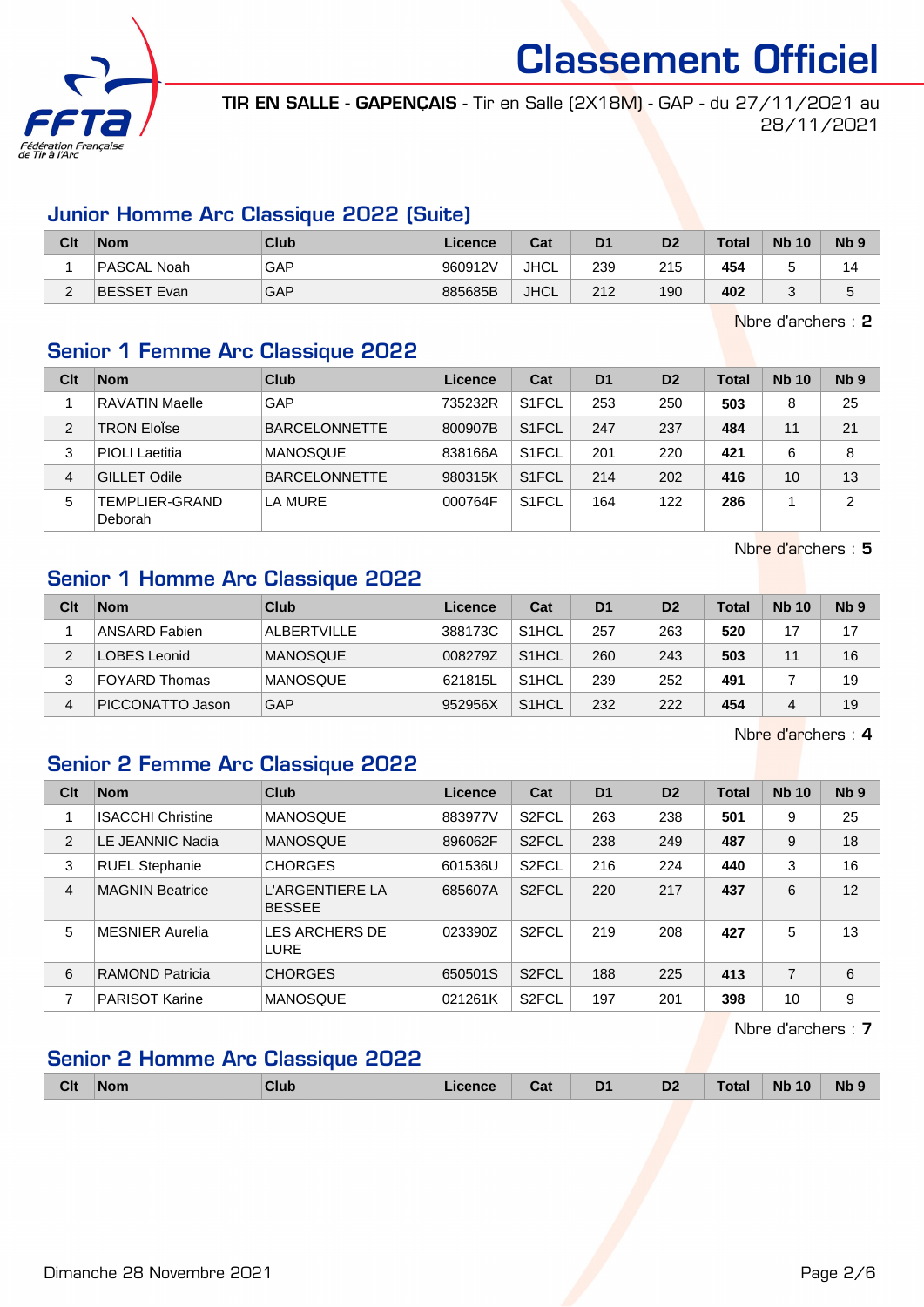# Classement Officiel

**TIR EN SALLE - GAPENÇAIS** - Tir en Salle (2X18M) - GAP - du 27/11/2021 au 28/11/2021

## Junior Homme Arc Classique 2022 (Suite)

| Clt | Nom | Club | Licence | Cat | D1 | D2 | Total | Nb 10 | Nb 9 |
|---|---|---|---|---|---|---|---|---|---|
| 1 | PASCAL Noah | GAP | 960912V | JHCL | 239 | 215 | **454** | 5 | 14 |
| 2 | BESSET Evan | GAP | 885685B | JHCL | 212 | 190 | **402** | 3 | 5 |

Nbre d'archers : **2**

## Senior 1 Femme Arc Classique 2022

| Clt | Nom | Club | Licence | Cat | D1 | D2 | Total | Nb 10 | Nb 9 |
|---|---|---|---|---|---|---|---|---|---|
| 1 | RAVATIN Maelle | GAP | 735232R | S1FCL | 253 | 250 | **503** | 8 | 25 |
| 2 | TRON Eloïse | BARCELONNETTE | 800907B | S1FCL | 247 | 237 | **484** | 11 | 21 |
| 3 | PIOLI Laetitia | MANOSQUE | 838166A | S1FCL | 201 | 220 | **421** | 6 | 8 |
| 4 | GILLET Odile | BARCELONNETTE | 980315K | S1FCL | 214 | 202 | **416** | 10 | 13 |
| 5 | TEMPLIER-GRAND Deborah | LA MURE | 000764F | S1FCL | 164 | 122 | **286** | 1 | 2 |

Nbre d'archers : **5**

## Senior 1 Homme Arc Classique 2022

| Clt | Nom | Club | Licence | Cat | D1 | D2 | Total | Nb 10 | Nb 9 |
|---|---|---|---|---|---|---|---|---|---|
| 1 | ANSARD Fabien | ALBERTVILLE | 388173C | S1HCL | 257 | 263 | **520** | 17 | 17 |
| 2 | LOBES Leonid | MANOSQUE | 008279Z | S1HCL | 260 | 243 | **503** | 11 | 16 |
| 3 | FOYARD Thomas | MANOSQUE | 621815L | S1HCL | 239 | 252 | **491** | 7 | 19 |
| 4 | PICCONATTO Jason | GAP | 952956X | S1HCL | 232 | 222 | **454** | 4 | 19 |

Nbre d'archers : **4**

## Senior 2 Femme Arc Classique 2022

| Clt | Nom | Club | Licence | Cat | D1 | D2 | Total | Nb 10 | Nb 9 |
|---|---|---|---|---|---|---|---|---|---|
| 1 | ISACCHI Christine | MANOSQUE | 883977V | S2FCL | 263 | 238 | **501** | 9 | 25 |
| 2 | LE JEANNIC Nadia | MANOSQUE | 896062F | S2FCL | 238 | 249 | **487** | 9 | 18 |
| 3 | RUEL Stephanie | CHORGES | 601536U | S2FCL | 216 | 224 | **440** | 3 | 16 |
| 4 | MAGNIN Beatrice | L'ARGENTIERE LA BESSEE | 685607A | S2FCL | 220 | 217 | **437** | 6 | 12 |
| 5 | MESNIER Aurelia | LES ARCHERS DE LURE | 023390Z | S2FCL | 219 | 208 | **427** | 5 | 13 |
| 6 | RAMOND Patricia | CHORGES | 650501S | S2FCL | 188 | 225 | **413** | 7 | 6 |
| 7 | PARISOT Karine | MANOSQUE | 021261K | S2FCL | 197 | 201 | **398** | 10 | 9 |

Nbre d'archers : **7**

## Senior 2 Homme Arc Classique 2022

| Clt | Nom | Club | Licence | Cat | D1 | D2 | Total | Nb 10 | Nb 9 |
|---|---|---|---|---|---|---|---|---|---|

Dimanche 28 Novembre 2021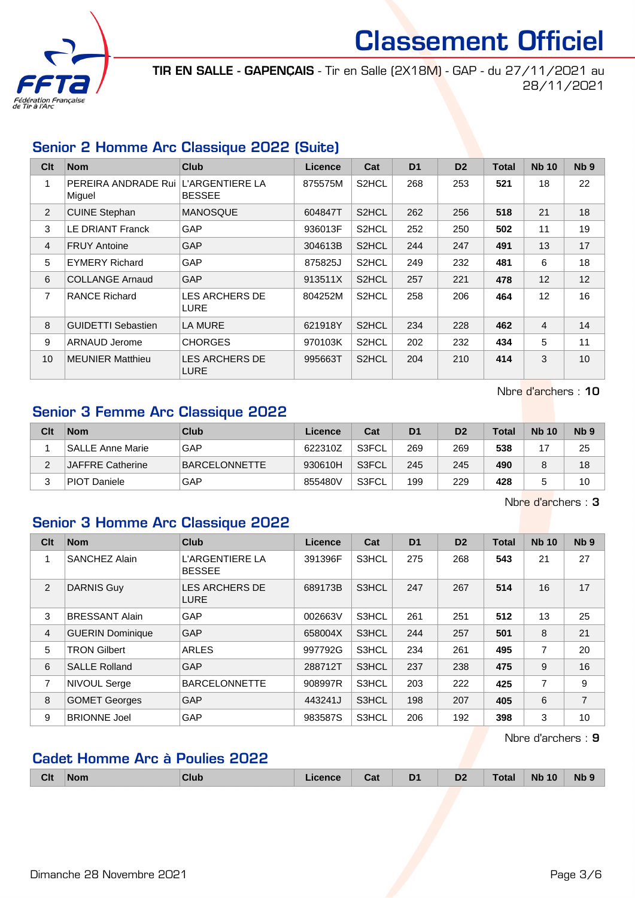# Classement Officiel

**TIR EN SALLE - GAPENÇAIS** - Tir en Salle (2X18M) - GAP - du 27/11/2021 au 28/11/2021

## Senior 2 Homme Arc Classique 2022 (Suite)

| Clt | Nom | Club | Licence | Cat | D1 | D2 | Total | Nb 10 | Nb 9 |
|---|---|---|---|---|---|---|---|---|---|
| 1 | PEREIRA ANDRADE Rui Miguel | L'ARGENTIERE LA BESSEE | 875575M | S2HCL | 268 | 253 | **521** | 18 | 22 |
| 2 | CUINE Stephan | MANOSQUE | 604847T | S2HCL | 262 | 256 | **518** | 21 | 18 |
| 3 | LE DRIANT Franck | GAP | 936013F | S2HCL | 252 | 250 | **502** | 11 | 19 |
| 4 | FRUY Antoine | GAP | 304613B | S2HCL | 244 | 247 | **491** | 13 | 17 |
| 5 | EYMERY Richard | GAP | 875825J | S2HCL | 249 | 232 | **481** | 6 | 18 |
| 6 | COLLANGE Arnaud | GAP | 913511X | S2HCL | 257 | 221 | **478** | 12 | 12 |
| 7 | RANCE Richard | LES ARCHERS DE LURE | 804252M | S2HCL | 258 | 206 | **464** | 12 | 16 |
| 8 | GUIDETTI Sebastien | LA MURE | 621918Y | S2HCL | 234 | 228 | **462** | 4 | 14 |
| 9 | ARNAUD Jerome | CHORGES | 970103K | S2HCL | 202 | 232 | **434** | 5 | 11 |
| 10 | MEUNIER Matthieu | LES ARCHERS DE LURE | 995663T | S2HCL | 204 | 210 | **414** | 3 | 10 |

Nbre d'archers : **10**

## Senior 3 Femme Arc Classique 2022

| Clt | Nom | Club | Licence | Cat | D1 | D2 | Total | Nb 10 | Nb 9 |
|---|---|---|---|---|---|---|---|---|---|
| 1 | SALLE Anne Marie | GAP | 622310Z | S3FCL | 269 | 269 | **538** | 17 | 25 |
| 2 | JAFFRE Catherine | BARCELONNETTE | 930610H | S3FCL | 245 | 245 | **490** | 8 | 18 |
| 3 | PIOT Daniele | GAP | 855480V | S3FCL | 199 | 229 | **428** | 5 | 10 |

Nbre d'archers : **3**

## Senior 3 Homme Arc Classique 2022

| Clt | Nom | Club | Licence | Cat | D1 | D2 | Total | Nb 10 | Nb 9 |
|---|---|---|---|---|---|---|---|---|---|
| 1 | SANCHEZ Alain | L'ARGENTIERE LA BESSEE | 391396F | S3HCL | 275 | 268 | **543** | 21 | 27 |
| 2 | DARNIS Guy | LES ARCHERS DE LURE | 689173B | S3HCL | 247 | 267 | **514** | 16 | 17 |
| 3 | BRESSANT Alain | GAP | 002663V | S3HCL | 261 | 251 | **512** | 13 | 25 |
| 4 | GUERIN Dominique | GAP | 658004X | S3HCL | 244 | 257 | **501** | 8 | 21 |
| 5 | TRON Gilbert | ARLES | 997792G | S3HCL | 234 | 261 | **495** | 7 | 20 |
| 6 | SALLE Rolland | GAP | 288712T | S3HCL | 237 | 238 | **475** | 9 | 16 |
| 7 | NIVOUL Serge | BARCELONNETTE | 908997R | S3HCL | 203 | 222 | **425** | 7 | 9 |
| 8 | GOMET Georges | GAP | 443241J | S3HCL | 198 | 207 | **405** | 6 | 7 |
| 9 | BRIONNE Joel | GAP | 983587S | S3HCL | 206 | 192 | **398** | 3 | 10 |

Nbre d'archers : **9**

## Cadet Homme Arc à Poulies 2022

| Clt | Nom | Club | Licence | Cat | D1 | D2 | Total | Nb 10 | Nb 9 |
|---|---|---|---|---|---|---|---|---|---|

Dimanche 28 Novembre 2021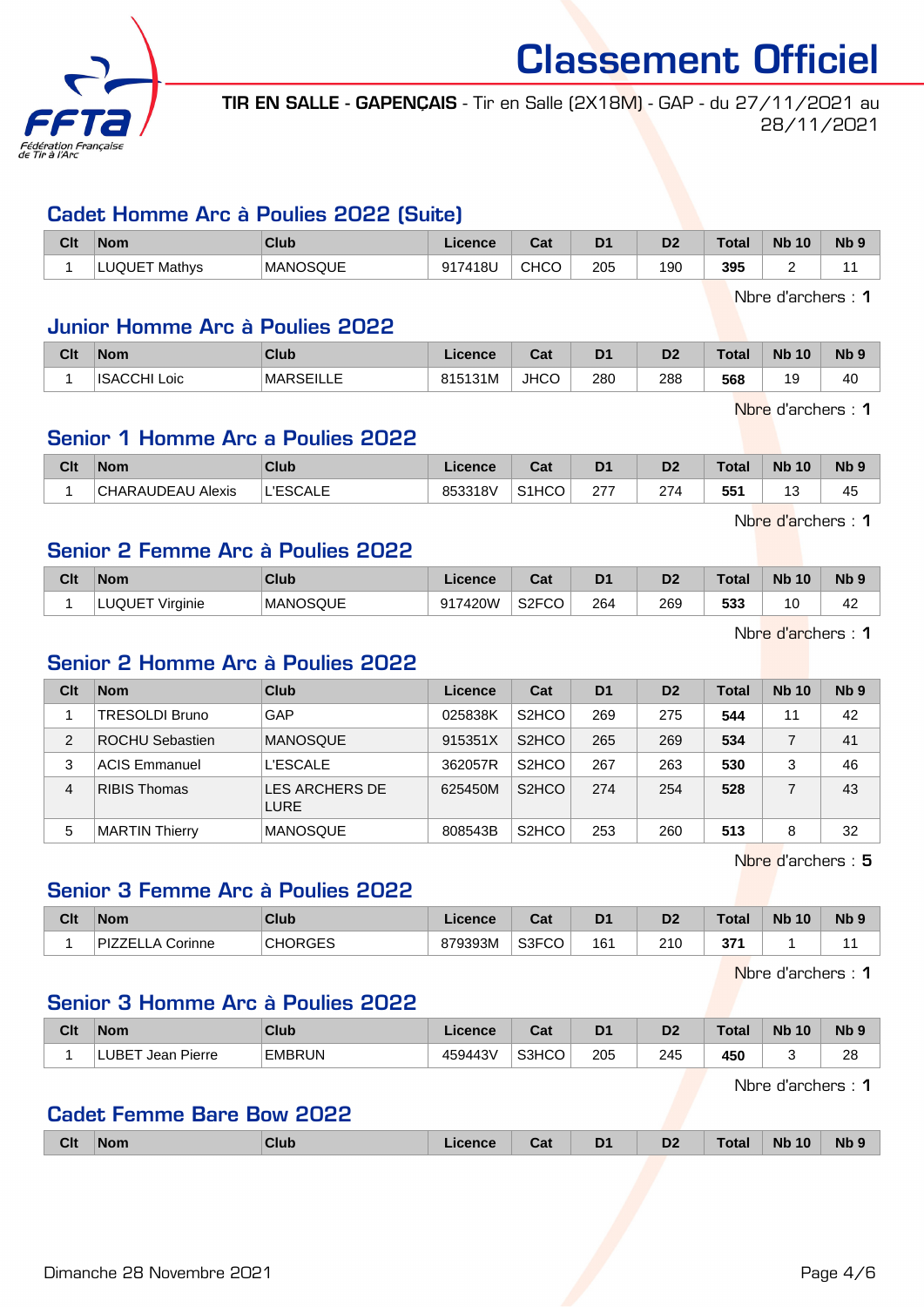# Classement Officiel

**TIR EN SALLE - GAPENÇAIS** - Tir en Salle (2X18M) - GAP - du 27/11/2021 au 28/11/2021

## Cadet Homme Arc à Poulies 2022 (Suite)

| Clt | Nom | Club | Licence | Cat | D1 | D2 | Total | Nb 10 | Nb 9 |
|---|---|---|---|---|---|---|---|---|---|
| 1 | LUQUET Mathys | MANOSQUE | 917418U | CHCO | 205 | 190 | **395** | 2 | 11 |

Nbre d'archers : **1**

## Junior Homme Arc à Poulies 2022

| Clt | Nom | Club | Licence | Cat | D1 | D2 | Total | Nb 10 | Nb 9 |
|---|---|---|---|---|---|---|---|---|---|
| 1 | ISACCHI Loic | MARSEILLE | 815131M | JHCO | 280 | 288 | **568** | 19 | 40 |

Nbre d'archers : **1**

## Senior 1 Homme Arc a Poulies 2022

| Clt | Nom | Club | Licence | Cat | D1 | D2 | Total | Nb 10 | Nb 9 |
|---|---|---|---|---|---|---|---|---|---|
| 1 | CHARAUDEAU Alexis | L'ESCALE | 853318V | S1HCO | 277 | 274 | **551** | 13 | 45 |

Nbre d'archers : **1**

## Senior 2 Femme Arc à Poulies 2022

| Clt | Nom | Club | Licence | Cat | D1 | D2 | Total | Nb 10 | Nb 9 |
|---|---|---|---|---|---|---|---|---|---|
| 1 | LUQUET Virginie | MANOSQUE | 917420W | S2FCO | 264 | 269 | **533** | 10 | 42 |

Nbre d'archers : **1**

## Senior 2 Homme Arc à Poulies 2022

| Clt | Nom | Club | Licence | Cat | D1 | D2 | Total | Nb 10 | Nb 9 |
|---|---|---|---|---|---|---|---|---|---|
| 1 | TRESOLDI Bruno | GAP | 025838K | S2HCO | 269 | 275 | **544** | 11 | 42 |
| 2 | ROCHU Sebastien | MANOSQUE | 915351X | S2HCO | 265 | 269 | **534** | 7 | 41 |
| 3 | ACIS Emmanuel | L'ESCALE | 362057R | S2HCO | 267 | 263 | **530** | 3 | 46 |
| 4 | RIBIS Thomas | LES ARCHERS DE LURE | 625450M | S2HCO | 274 | 254 | **528** | 7 | 43 |
| 5 | MARTIN Thierry | MANOSQUE | 808543B | S2HCO | 253 | 260 | **513** | 8 | 32 |

Nbre d'archers : **5**

## Senior 3 Femme Arc à Poulies 2022

| Clt | Nom | Club | Licence | Cat | D1 | D2 | Total | Nb 10 | Nb 9 |
|---|---|---|---|---|---|---|---|---|---|
| 1 | PIZZELLA Corinne | CHORGES | 879393M | S3FCO | 161 | 210 | **371** | 1 | 11 |

Nbre d'archers : **1**

## Senior 3 Homme Arc à Poulies 2022

| Clt | Nom | Club | Licence | Cat | D1 | D2 | Total | Nb 10 | Nb 9 |
|---|---|---|---|---|---|---|---|---|---|
| 1 | LUBET Jean Pierre | EMBRUN | 459443V | S3HCO | 205 | 245 | **450** | 3 | 28 |

Nbre d'archers : **1**

## Cadet Femme Bare Bow 2022

| Clt | Nom | Club | Licence | Cat | D1 | D2 | Total | Nb 10 | Nb 9 |
|---|---|---|---|---|---|---|---|---|---|

Dimanche 28 Novembre 2021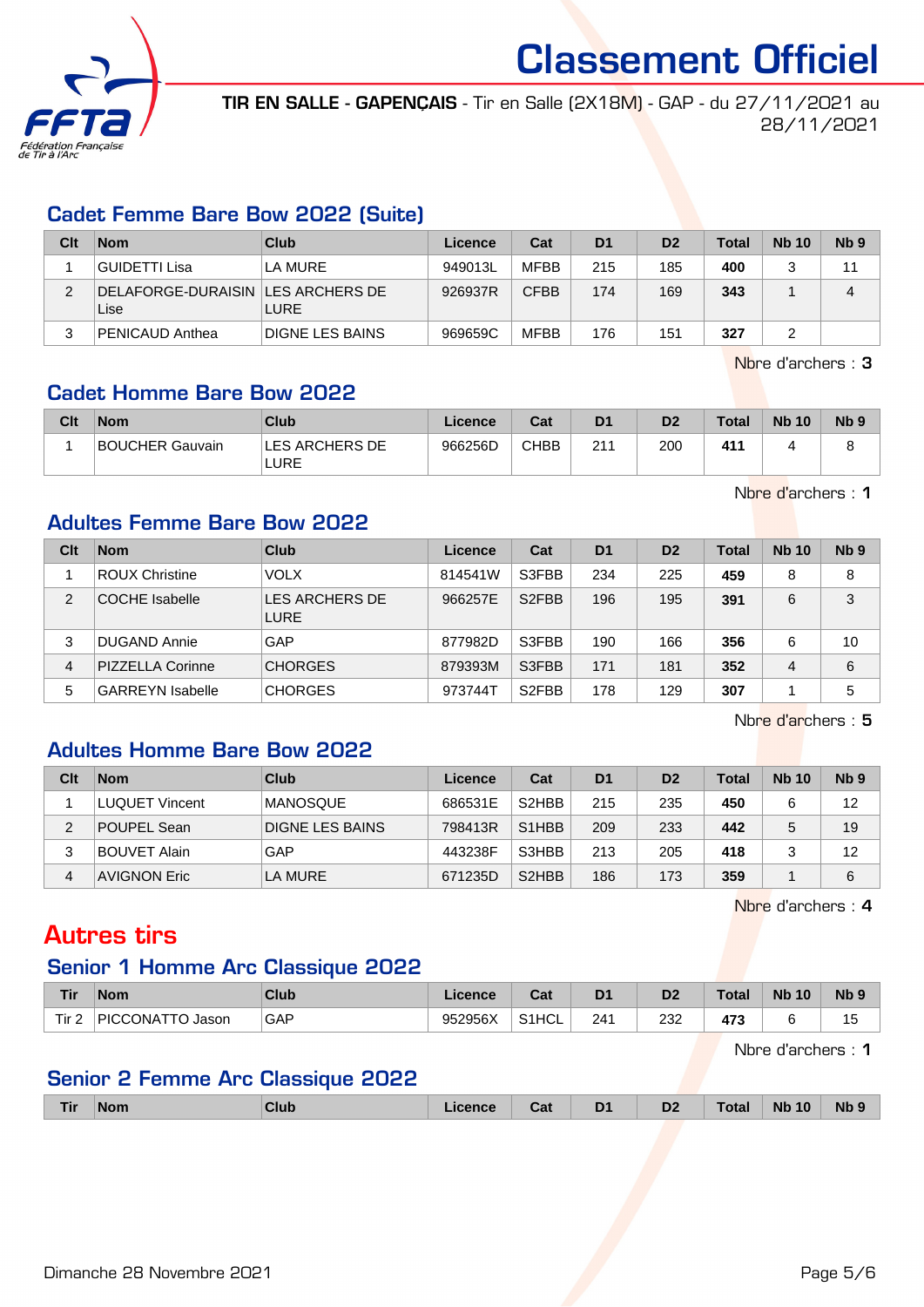# Classement Officiel

**TIR EN SALLE - GAPENÇAIS** - Tir en Salle (2X18M) - GAP - du 27/11/2021 au 28/11/2021

## Cadet Femme Bare Bow 2022 (Suite)

| Clt | Nom | Club | Licence | Cat | D1 | D2 | Total | Nb 10 | Nb 9 |
|---|---|---|---|---|---|---|---|---|---|
| 1 | GUIDETTI Lisa | LA MURE | 949013L | MFBB | 215 | 185 | **400** | 3 | 11 |
| 2 | DELAFORGE-DURAISIN Lise | LES ARCHERS DE LURE | 926937R | CFBB | 174 | 169 | **343** | 1 | 4 |
| 3 | PENICAUD Anthea | DIGNE LES BAINS | 969659C | MFBB | 176 | 151 | **327** | 2 | |

Nbre d'archers : **3**

## Cadet Homme Bare Bow 2022

| Clt | Nom | Club | Licence | Cat | D1 | D2 | Total | Nb 10 | Nb 9 |
|---|---|---|---|---|---|---|---|---|---|
| 1 | BOUCHER Gauvain | LES ARCHERS DE LURE | 966256D | CHBB | 211 | 200 | **411** | 4 | 8 |

Nbre d'archers : **1**

## Adultes Femme Bare Bow 2022

| Clt | Nom | Club | Licence | Cat | D1 | D2 | Total | Nb 10 | Nb 9 |
|---|---|---|---|---|---|---|---|---|---|
| 1 | ROUX Christine | VOLX | 814541W | S3FBB | 234 | 225 | **459** | 8 | 8 |
| 2 | COCHE Isabelle | LES ARCHERS DE LURE | 966257E | S2FBB | 196 | 195 | **391** | 6 | 3 |
| 3 | DUGAND Annie | GAP | 877982D | S3FBB | 190 | 166 | **356** | 6 | 10 |
| 4 | PIZZELLA Corinne | CHORGES | 879393M | S3FBB | 171 | 181 | **352** | 4 | 6 |
| 5 | GARREYN Isabelle | CHORGES | 973744T | S2FBB | 178 | 129 | **307** | 1 | 5 |

Nbre d'archers : **5**

## Adultes Homme Bare Bow 2022

| Clt | Nom | Club | Licence | Cat | D1 | D2 | Total | Nb 10 | Nb 9 |
|---|---|---|---|---|---|---|---|---|---|
| 1 | LUQUET Vincent | MANOSQUE | 686531E | S2HBB | 215 | 235 | **450** | 6 | 12 |
| 2 | POUPEL Sean | DIGNE LES BAINS | 798413R | S1HBB | 209 | 233 | **442** | 5 | 19 |
| 3 | BOUVET Alain | GAP | 443238F | S3HBB | 213 | 205 | **418** | 3 | 12 |
| 4 | AVIGNON Eric | LA MURE | 671235D | S2HBB | 186 | 173 | **359** | 1 | 6 |

Nbre d'archers : **4**

# Autres tirs

## Senior 1 Homme Arc Classique 2022

| Tir | Nom | Club | Licence | Cat | D1 | D2 | Total | Nb 10 | Nb 9 |
|---|---|---|---|---|---|---|---|---|---|
| Tir 2 | PICCONATTO Jason | GAP | 952956X | S1HCL | 241 | 232 | **473** | 6 | 15 |

Nbre d'archers : **1**

## Senior 2 Femme Arc Classique 2022

| Tir | Nom | Club | Licence | Cat | D1 | D2 | Total | Nb 10 | Nb 9 |
|---|---|---|---|---|---|---|---|---|---|

Dimanche 28 Novembre 2021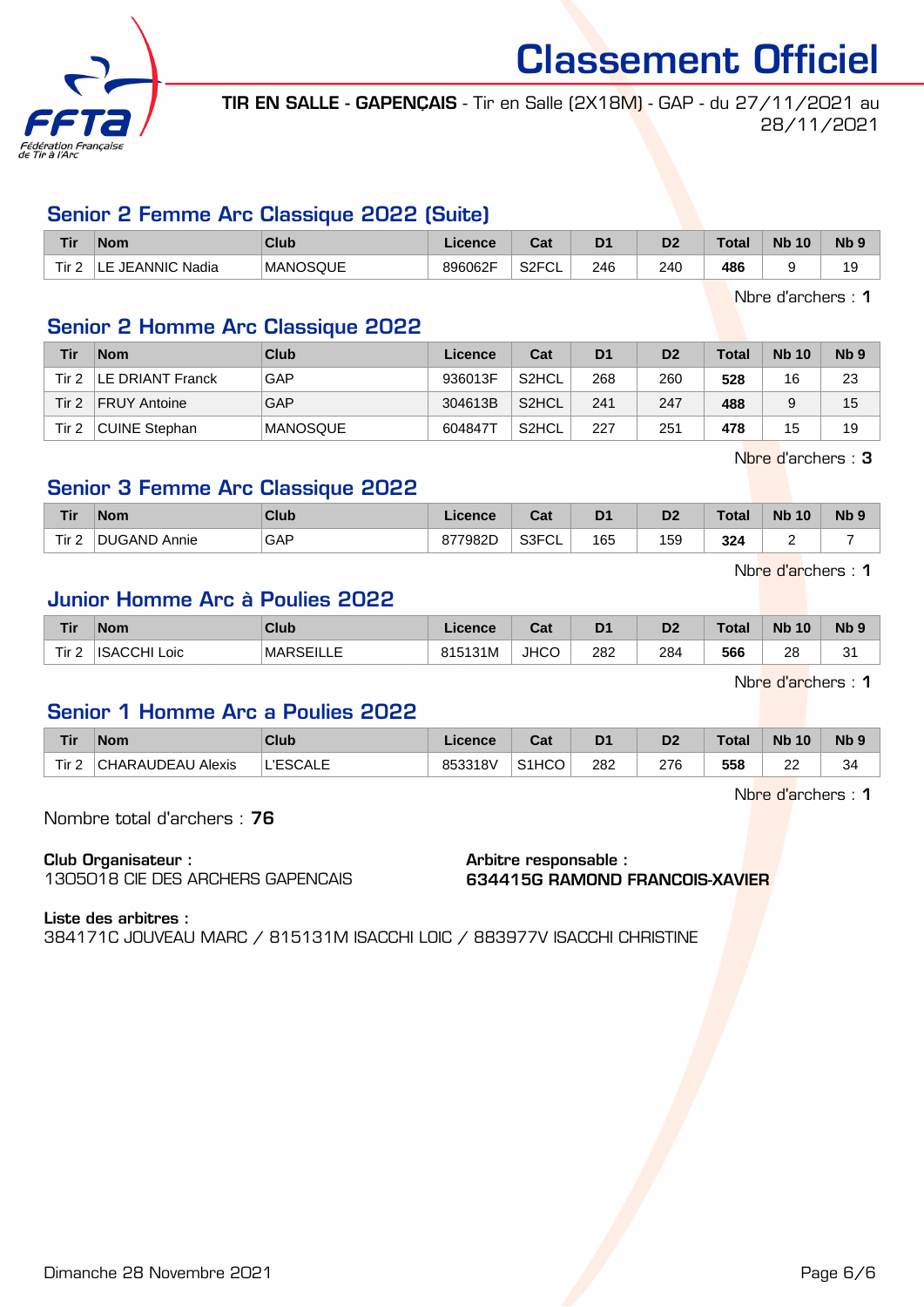# Classement Officiel

**TIR EN SALLE - GAPENÇAIS** - Tir en Salle (2X18M) - GAP - du 27/11/2021 au 28/11/2021

## Senior 2 Femme Arc Classique 2022 (Suite)

| Tir | Nom | Club | Licence | Cat | D1 | D2 | Total | Nb 10 | Nb 9 |
|---|---|---|---|---|---|---|---|---|---|
| Tir 2 | LE JEANNIC Nadia | MANOSQUE | 896062F | S2FCL | 246 | 240 | **486** | 9 | 19 |

Nbre d'archers : **1**

## Senior 2 Homme Arc Classique 2022

| Tir | Nom | Club | Licence | Cat | D1 | D2 | Total | Nb 10 | Nb 9 |
|---|---|---|---|---|---|---|---|---|---|
| Tir 2 | LE DRIANT Franck | GAP | 936013F | S2HCL | 268 | 260 | **528** | 16 | 23 |
| Tir 2 | FRUY Antoine | GAP | 304613B | S2HCL | 241 | 247 | **488** | 9 | 15 |
| Tir 2 | CUINE Stephan | MANOSQUE | 604847T | S2HCL | 227 | 251 | **478** | 15 | 19 |

Nbre d'archers : **3**

## Senior 3 Femme Arc Classique 2022

| Tir | Nom | Club | Licence | Cat | D1 | D2 | Total | Nb 10 | Nb 9 |
|---|---|---|---|---|---|---|---|---|---|
| Tir 2 | DUGAND Annie | GAP | 877982D | S3FCL | 165 | 159 | **324** | 2 | 7 |

Nbre d'archers : **1**

## Junior Homme Arc à Poulies 2022

| Tir | Nom | Club | Licence | Cat | D1 | D2 | Total | Nb 10 | Nb 9 |
|---|---|---|---|---|---|---|---|---|---|
| Tir 2 | ISACCHI Loic | MARSEILLE | 815131M | JHCO | 282 | 284 | **566** | 28 | 31 |

Nbre d'archers : **1**

## Senior 1 Homme Arc a Poulies 2022

| Tir | Nom | Club | Licence | Cat | D1 | D2 | Total | Nb 10 | Nb 9 |
|---|---|---|---|---|---|---|---|---|---|
| Tir 2 | CHARAUDEAU Alexis | L'ESCALE | 853318V | S1HCO | 282 | 276 | **558** | 22 | 34 |

Nbre d'archers : **1**

Nombre total d'archers : **76**

**Club Organisateur :**
1305018 CIE DES ARCHERS GAPENCAIS

**Arbitre responsable :**
**634415G RAMOND FRANCOIS-XAVIER**

**Liste des arbitres :**
384171C JOUVEAU MARC / 815131M ISACCHI LOIC / 883977V ISACCHI CHRISTINE

Dimanche 28 Novembre 2021